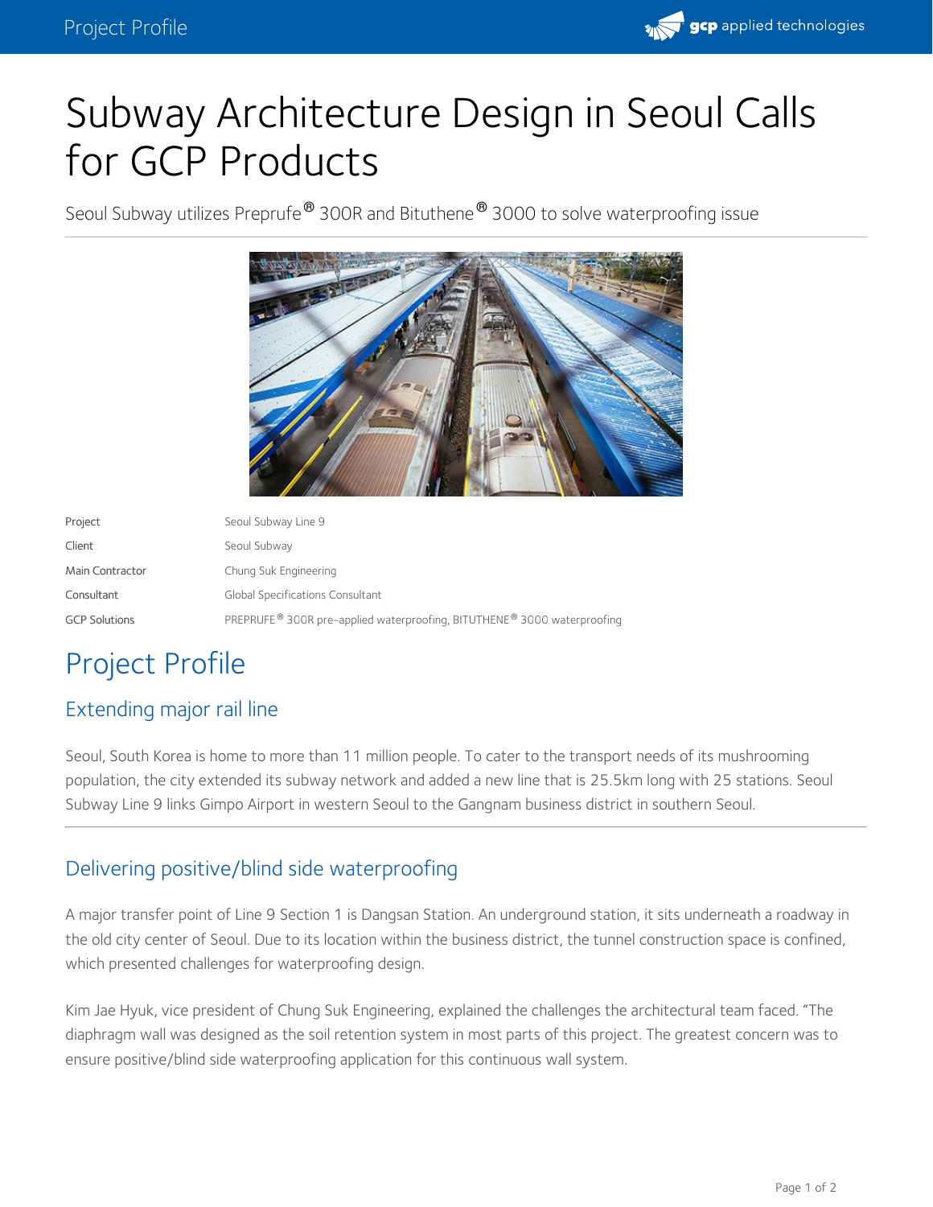# Subway Architecture Design in Seoul Calls for GCP Products

Seoul Subway utilizes Preprufe® 300R and Bituthene® 3000 to solve waterproofing issue

| | |
|---|---|
| Project | Seoul Subway Line 9 |
| Client | Seoul Subway |
| Main Contractor | Chung Suk Engineering |
| Consultant | Global Specifications Consultant |
| GCP Solutions | PREPRUFE® 300R pre-applied waterproofing, BITUTHENE® 3000 waterproofing |

## Project Profile

### Extending major rail line

Seoul, South Korea is home to more than 11 million people. To cater to the transport needs of its mushrooming population, the city extended its subway network and added a new line that is 25.5km long with 25 stations. Seoul Subway Line 9 links Gimpo Airport in western Seoul to the Gangnam business district in southern Seoul.

### Delivering positive/blind side waterproofing

A major transfer point of Line 9 Section 1 is Dangsan Station. An underground station, it sits underneath a roadway in the old city center of Seoul. Due to its location within the business district, the tunnel construction space is confined, which presented challenges for waterproofing design.

Kim Jae Hyuk, vice president of Chung Suk Engineering, explained the challenges the architectural team faced. "The diaphragm wall was designed as the soil retention system in most parts of this project. The greatest concern was to ensure positive/blind side waterproofing application for this continuous wall system.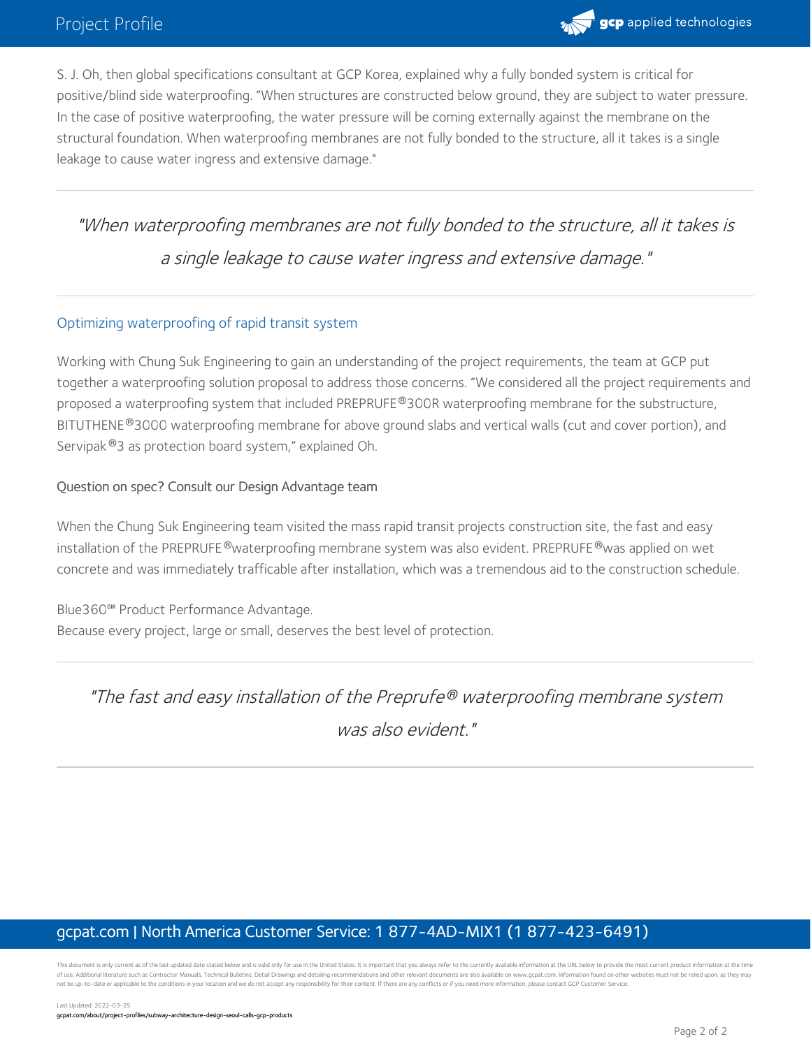S. J. Oh, then global specifications consultant at GCP Korea, explained why a fully bonded system is critical for positive/blind side waterproofing. “When structures are constructed below ground, they are subject to water pressure. In the case of positive waterproofing, the water pressure will be coming externally against the membrane on the structural foundation. When waterproofing membranes are not fully bonded to the structure, all it takes is a single leakage to cause water ingress and extensive damage."

---

> *"When waterproofing membranes are not fully bonded to the structure, all it takes is a single leakage to cause water ingress and extensive damage."*

---

## Optimizing waterproofing of rapid transit system

Working with Chung Suk Engineering to gain an understanding of the project requirements, the team at GCP put together a waterproofing solution proposal to address those concerns. “We considered all the project requirements and proposed a waterproofing system that included PREPRUFE®300R waterproofing membrane for the substructure, BITUTHENE®3000 waterproofing membrane for above ground slabs and vertical walls (cut and cover portion), and Servipak®3 as protection board system,” explained Oh.

Question on spec? Consult our Design Advantage team

When the Chung Suk Engineering team visited the mass rapid transit projects construction site, the fast and easy installation of the PREPRUFE®waterproofing membrane system was also evident. PREPRUFE®was applied on wet concrete and was immediately trafficable after installation, which was a tremendous aid to the construction schedule.

Blue360℠ Product Performance Advantage.
Because every project, large or small, deserves the best level of protection.

---

> *"The fast and easy installation of the Preprufe® waterproofing membrane system was also evident."*

---

gcpat.com | North America Customer Service: 1 877-4AD-MIX1 (1 877-423-6491)

This document is only current as of the last updated date stated below and is valid only for use in the United States. It is important that you always refer to the currently available information at the URL below to provide the most current product information at the time of use. Additional literature such as Contractor Manuals, Technical Bulletins, Detail Drawings and detailing recommendations and other relevant documents are also available on www.gcpat.com. Information found on other websites must not be relied upon, as they may not be up-to-date or applicable to the conditions in your location and we do not accept any responsibility for their content. If there are any conflicts or if you need more information, please contact GCP Customer Service.

Last Updated: 2022-03-25
gcpat.com/about/project-profiles/subway-architecture-design-seoul-calls-gcp-products